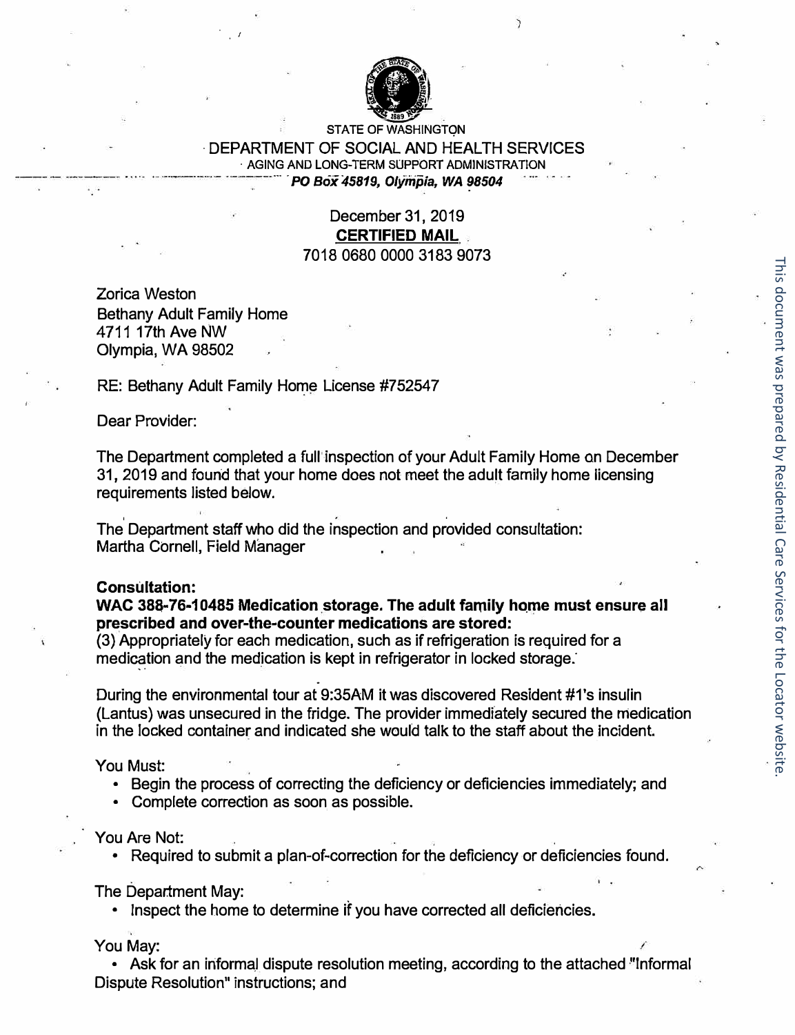STATE OF WASHINGTON
DEPARTMENT OF SOCIAL AND HEALTH SERVICES
AGING AND LONG-TERM SUPPORT ADMINISTRATION
*PO Box 45819, Olympia, WA 98504*

December 31, 2019
**CERTIFIED MAIL**
7018 0680 0000 3183 9073

Zorica Weston
Bethany Adult Family Home
4711 17th Ave NW
Olympia, WA 98502

RE: Bethany Adult Family Home License #752547

Dear Provider:

The Department completed a full inspection of your Adult Family Home on December 31, 2019 and found that your home does not meet the adult family home licensing requirements listed below.

The Department staff who did the inspection and provided consultation:
Martha Cornell, Field Manager

**Consultation:**
**WAC 388-76-10485 Medication storage. The adult family home must ensure all prescribed and over-the-counter medications are stored:**
(3) Appropriately for each medication, such as if refrigeration is required for a medication and the medication is kept in refrigerator in locked storage.

During the environmental tour at 9:35AM it was discovered Resident #1's insulin (Lantus) was unsecured in the fridge. The provider immediately secured the medication in the locked container and indicated she would talk to the staff about the incident.

You Must:

- Begin the process of correcting the deficiency or deficiencies immediately; and
- Complete correction as soon as possible.

You Are Not:

- Required to submit a plan-of-correction for the deficiency or deficiencies found.

The Department May:

- Inspect the home to determine if you have corrected all deficiencies.

You May:

- Ask for an informal dispute resolution meeting, according to the attached "Informal Dispute Resolution" instructions; and

This document was prepared by Residential Care Services for the Locator website.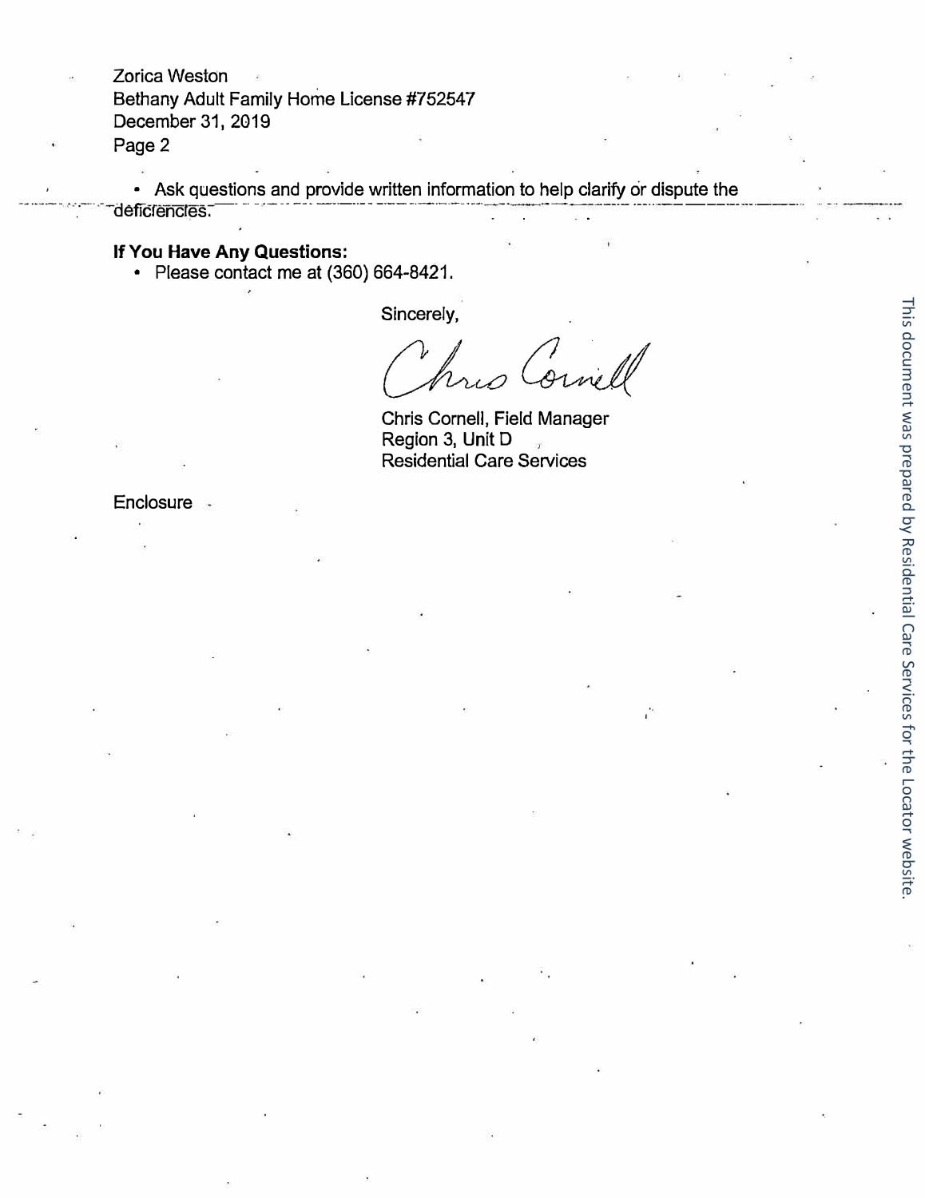- Ask questions and provide written information to help clarify or dispute the deficiencies.

**If You Have Any Questions:**

- Please contact me at (360) 664-8421.

Sincerely,

Chris Cornell

Chris Cornell, Field Manager
Region 3, Unit D
Residential Care Services

Enclosure

This document was prepared by Residential Care Services for the Locator website.